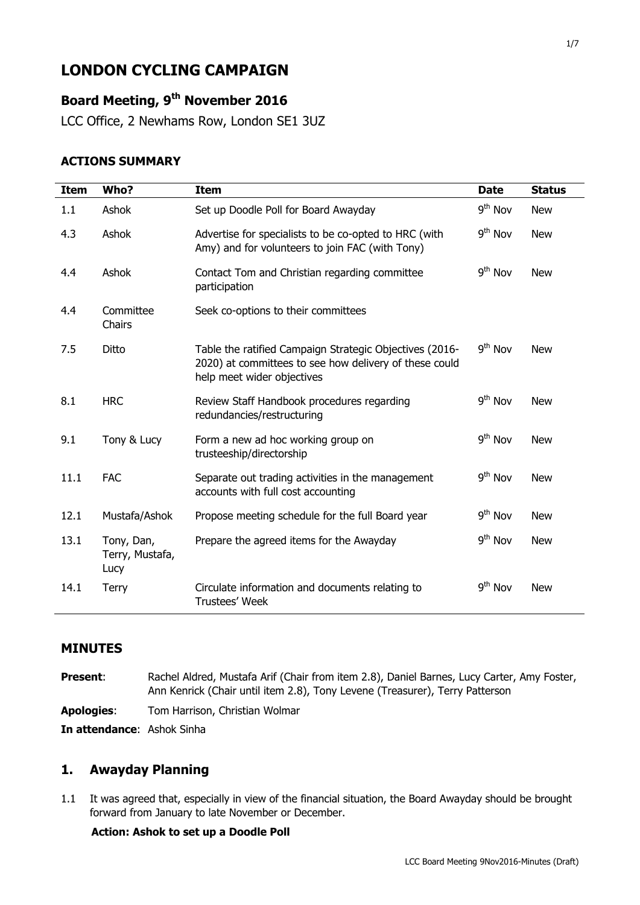# LONDON CYCLING CAMPAIGN

## Board Meeting, 9th November 2016

LCC Office, 2 Newhams Row, London SE1 3UZ

### ACTIONS SUMMARY

| Item | Who? | Item | Date | Status |
|---|---|---|---|---|
| 1.1 | Ashok | Set up Doodle Poll for Board Awayday | 9th Nov | New |
| 4.3 | Ashok | Advertise for specialists to be co-opted to HRC (with Amy) and for volunteers to join FAC (with Tony) | 9th Nov | New |
| 4.4 | Ashok | Contact Tom and Christian regarding committee participation | 9th Nov | New |
| 4.4 | Committee Chairs | Seek co-options to their committees | | |
| 7.5 | Ditto | Table the ratified Campaign Strategic Objectives (2016-2020) at committees to see how delivery of these could help meet wider objectives | 9th Nov | New |
| 8.1 | HRC | Review Staff Handbook procedures regarding redundancies/restructuring | 9th Nov | New |
| 9.1 | Tony & Lucy | Form a new ad hoc working group on trusteeship/directorship | 9th Nov | New |
| 11.1 | FAC | Separate out trading activities in the management accounts with full cost accounting | 9th Nov | New |
| 12.1 | Mustafa/Ashok | Propose meeting schedule for the full Board year | 9th Nov | New |
| 13.1 | Tony, Dan, Terry, Mustafa, Lucy | Prepare the agreed items for the Awayday | 9th Nov | New |
| 14.1 | Terry | Circulate information and documents relating to Trustees' Week | 9th Nov | New |

### MINUTES

**Present**: Rachel Aldred, Mustafa Arif (Chair from item 2.8), Daniel Barnes, Lucy Carter, Amy Foster, Ann Kenrick (Chair until item 2.8), Tony Levene (Treasurer), Terry Patterson

**Apologies**: Tom Harrison, Christian Wolmar

**In attendance**: Ashok Sinha

## 1. Awayday Planning

1.1 It was agreed that, especially in view of the financial situation, the Board Awayday should be brought forward from January to late November or December.

**Action: Ashok to set up a Doodle Poll**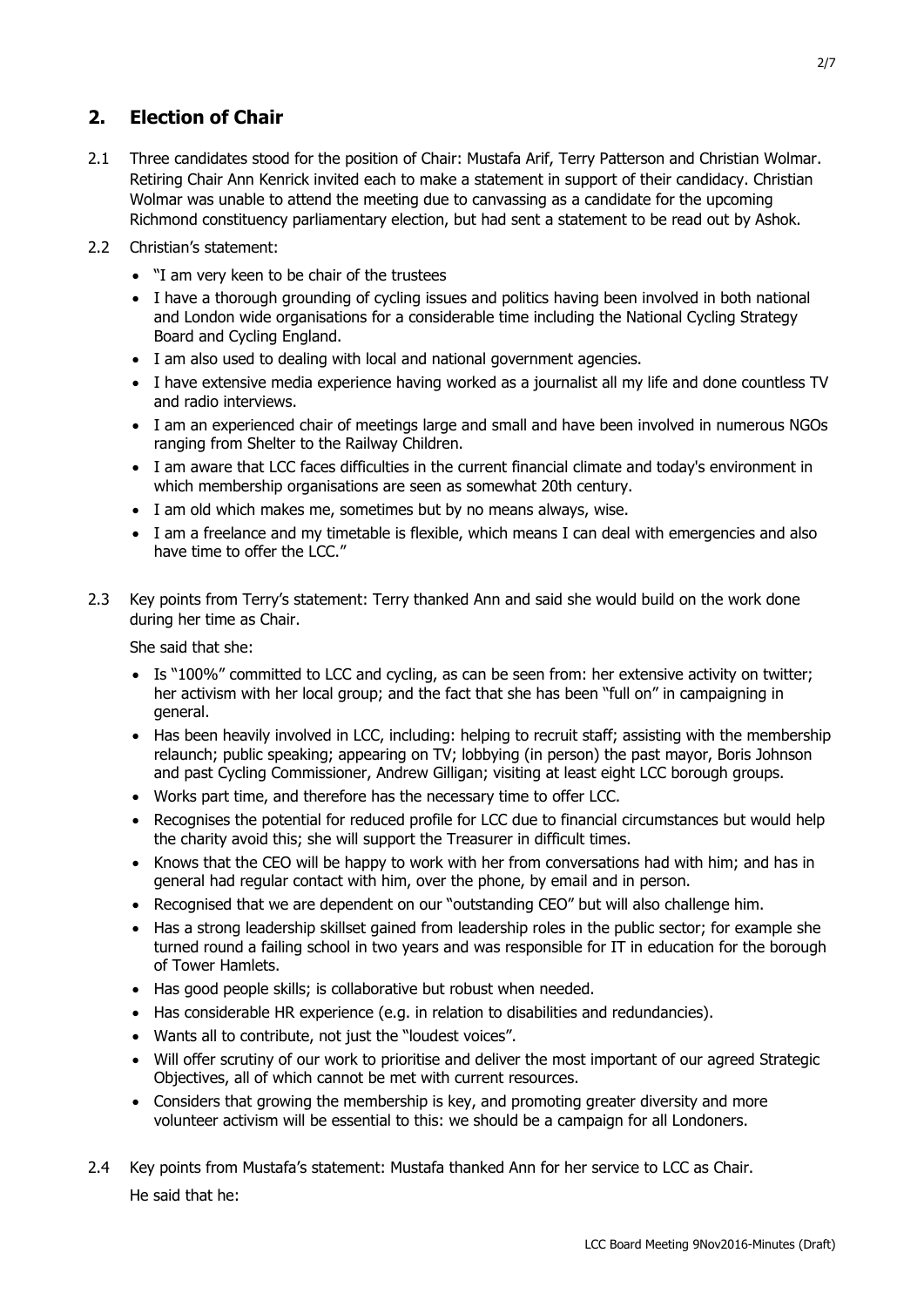## 2. Election of Chair

2.1 Three candidates stood for the position of Chair: Mustafa Arif, Terry Patterson and Christian Wolmar. Retiring Chair Ann Kenrick invited each to make a statement in support of their candidacy. Christian Wolmar was unable to attend the meeting due to canvassing as a candidate for the upcoming Richmond constituency parliamentary election, but had sent a statement to be read out by Ashok.

2.2 Christian's statement:

- "I am very keen to be chair of the trustees
- I have a thorough grounding of cycling issues and politics having been involved in both national and London wide organisations for a considerable time including the National Cycling Strategy Board and Cycling England.
- I am also used to dealing with local and national government agencies.
- I have extensive media experience having worked as a journalist all my life and done countless TV and radio interviews.
- I am an experienced chair of meetings large and small and have been involved in numerous NGOs ranging from Shelter to the Railway Children.
- I am aware that LCC faces difficulties in the current financial climate and today's environment in which membership organisations are seen as somewhat 20th century.
- I am old which makes me, sometimes but by no means always, wise.
- I am a freelance and my timetable is flexible, which means I can deal with emergencies and also have time to offer the LCC."

2.3 Key points from Terry's statement: Terry thanked Ann and said she would build on the work done during her time as Chair.

She said that she:

- Is "100%" committed to LCC and cycling, as can be seen from: her extensive activity on twitter; her activism with her local group; and the fact that she has been "full on" in campaigning in general.
- Has been heavily involved in LCC, including: helping to recruit staff; assisting with the membership relaunch; public speaking; appearing on TV; lobbying (in person) the past mayor, Boris Johnson and past Cycling Commissioner, Andrew Gilligan; visiting at least eight LCC borough groups.
- Works part time, and therefore has the necessary time to offer LCC.
- Recognises the potential for reduced profile for LCC due to financial circumstances but would help the charity avoid this; she will support the Treasurer in difficult times.
- Knows that the CEO will be happy to work with her from conversations had with him; and has in general had regular contact with him, over the phone, by email and in person.
- Recognised that we are dependent on our "outstanding CEO" but will also challenge him.
- Has a strong leadership skillset gained from leadership roles in the public sector; for example she turned round a failing school in two years and was responsible for IT in education for the borough of Tower Hamlets.
- Has good people skills; is collaborative but robust when needed.
- Has considerable HR experience (e.g. in relation to disabilities and redundancies).
- Wants all to contribute, not just the "loudest voices".
- Will offer scrutiny of our work to prioritise and deliver the most important of our agreed Strategic Objectives, all of which cannot be met with current resources.
- Considers that growing the membership is key, and promoting greater diversity and more volunteer activism will be essential to this: we should be a campaign for all Londoners.

2.4 Key points from Mustafa's statement: Mustafa thanked Ann for her service to LCC as Chair.

He said that he: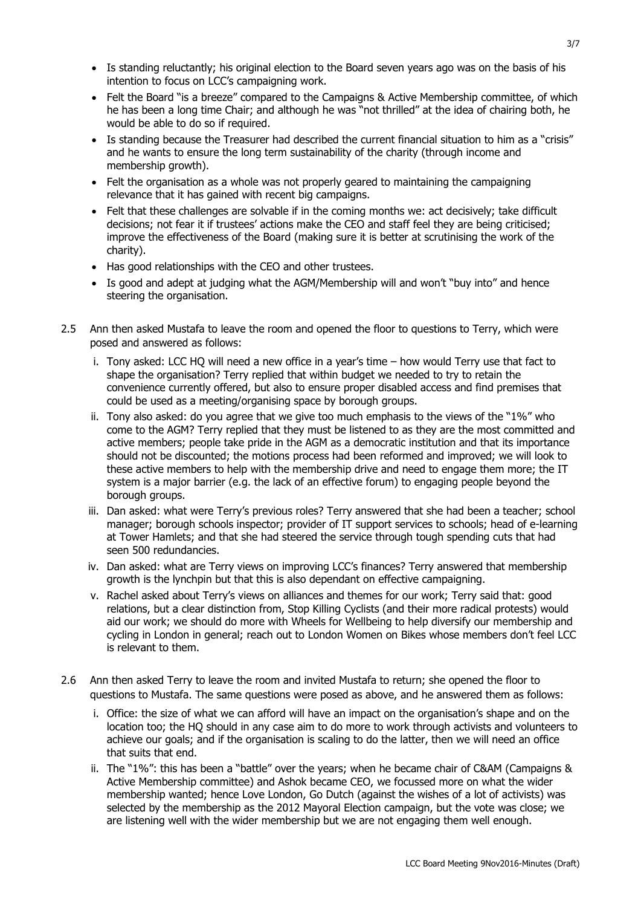- Is standing reluctantly; his original election to the Board seven years ago was on the basis of his intention to focus on LCC's campaigning work.
- Felt the Board "is a breeze" compared to the Campaigns & Active Membership committee, of which he has been a long time Chair; and although he was "not thrilled" at the idea of chairing both, he would be able to do so if required.
- Is standing because the Treasurer had described the current financial situation to him as a "crisis" and he wants to ensure the long term sustainability of the charity (through income and membership growth).
- Felt the organisation as a whole was not properly geared to maintaining the campaigning relevance that it has gained with recent big campaigns.
- Felt that these challenges are solvable if in the coming months we: act decisively; take difficult decisions; not fear it if trustees' actions make the CEO and staff feel they are being criticised; improve the effectiveness of the Board (making sure it is better at scrutinising the work of the charity).
- Has good relationships with the CEO and other trustees.
- Is good and adept at judging what the AGM/Membership will and won't "buy into" and hence steering the organisation.

2.5 Ann then asked Mustafa to leave the room and opened the floor to questions to Terry, which were posed and answered as follows:

i. Tony asked: LCC HQ will need a new office in a year's time – how would Terry use that fact to shape the organisation? Terry replied that within budget we needed to try to retain the convenience currently offered, but also to ensure proper disabled access and find premises that could be used as a meeting/organising space by borough groups.

ii. Tony also asked: do you agree that we give too much emphasis to the views of the "1%" who come to the AGM? Terry replied that they must be listened to as they are the most committed and active members; people take pride in the AGM as a democratic institution and that its importance should not be discounted; the motions process had been reformed and improved; we will look to these active members to help with the membership drive and need to engage them more; the IT system is a major barrier (e.g. the lack of an effective forum) to engaging people beyond the borough groups.

iii. Dan asked: what were Terry's previous roles? Terry answered that she had been a teacher; school manager; borough schools inspector; provider of IT support services to schools; head of e-learning at Tower Hamlets; and that she had steered the service through tough spending cuts that had seen 500 redundancies.

iv. Dan asked: what are Terry views on improving LCC's finances? Terry answered that membership growth is the lynchpin but that this is also dependant on effective campaigning.

v. Rachel asked about Terry's views on alliances and themes for our work; Terry said that: good relations, but a clear distinction from, Stop Killing Cyclists (and their more radical protests) would aid our work; we should do more with Wheels for Wellbeing to help diversify our membership and cycling in London in general; reach out to London Women on Bikes whose members don't feel LCC is relevant to them.

2.6 Ann then asked Terry to leave the room and invited Mustafa to return; she opened the floor to questions to Mustafa. The same questions were posed as above, and he answered them as follows:

i. Office: the size of what we can afford will have an impact on the organisation's shape and on the location too; the HQ should in any case aim to do more to work through activists and volunteers to achieve our goals; and if the organisation is scaling to do the latter, then we will need an office that suits that end.

ii. The "1%": this has been a "battle" over the years; when he became chair of C&AM (Campaigns & Active Membership committee) and Ashok became CEO, we focussed more on what the wider membership wanted; hence Love London, Go Dutch (against the wishes of a lot of activists) was selected by the membership as the 2012 Mayoral Election campaign, but the vote was close; we are listening well with the wider membership but we are not engaging them well enough.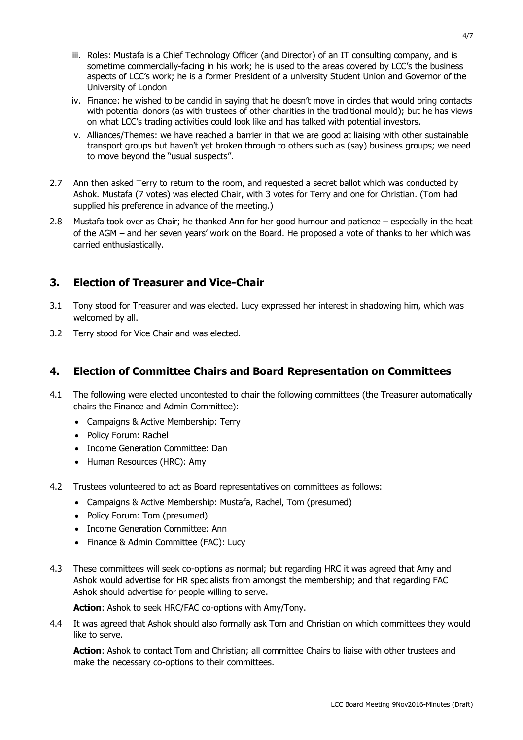iii. Roles: Mustafa is a Chief Technology Officer (and Director) of an IT consulting company, and is sometime commercially-facing in his work; he is used to the areas covered by LCC's the business aspects of LCC's work; he is a former President of a university Student Union and Governor of the University of London

iv. Finance: he wished to be candid in saying that he doesn't move in circles that would bring contacts with potential donors (as with trustees of other charities in the traditional mould); but he has views on what LCC's trading activities could look like and has talked with potential investors.

v. Alliances/Themes: we have reached a barrier in that we are good at liaising with other sustainable transport groups but haven't yet broken through to others such as (say) business groups; we need to move beyond the "usual suspects".

2.7 Ann then asked Terry to return to the room, and requested a secret ballot which was conducted by Ashok. Mustafa (7 votes) was elected Chair, with 3 votes for Terry and one for Christian. (Tom had supplied his preference in advance of the meeting.)

2.8 Mustafa took over as Chair; he thanked Ann for her good humour and patience – especially in the heat of the AGM – and her seven years' work on the Board. He proposed a vote of thanks to her which was carried enthusiastically.

## 3. Election of Treasurer and Vice-Chair

3.1 Tony stood for Treasurer and was elected. Lucy expressed her interest in shadowing him, which was welcomed by all.

3.2 Terry stood for Vice Chair and was elected.

## 4. Election of Committee Chairs and Board Representation on Committees

4.1 The following were elected uncontested to chair the following committees (the Treasurer automatically chairs the Finance and Admin Committee):

- Campaigns & Active Membership: Terry
- Policy Forum: Rachel
- Income Generation Committee: Dan
- Human Resources (HRC): Amy

4.2 Trustees volunteered to act as Board representatives on committees as follows:

- Campaigns & Active Membership: Mustafa, Rachel, Tom (presumed)
- Policy Forum: Tom (presumed)
- Income Generation Committee: Ann
- Finance & Admin Committee (FAC): Lucy

4.3 These committees will seek co-options as normal; but regarding HRC it was agreed that Amy and Ashok would advertise for HR specialists from amongst the membership; and that regarding FAC Ashok should advertise for people willing to serve.

**Action**: Ashok to seek HRC/FAC co-options with Amy/Tony.

4.4 It was agreed that Ashok should also formally ask Tom and Christian on which committees they would like to serve.

**Action**: Ashok to contact Tom and Christian; all committee Chairs to liaise with other trustees and make the necessary co-options to their committees.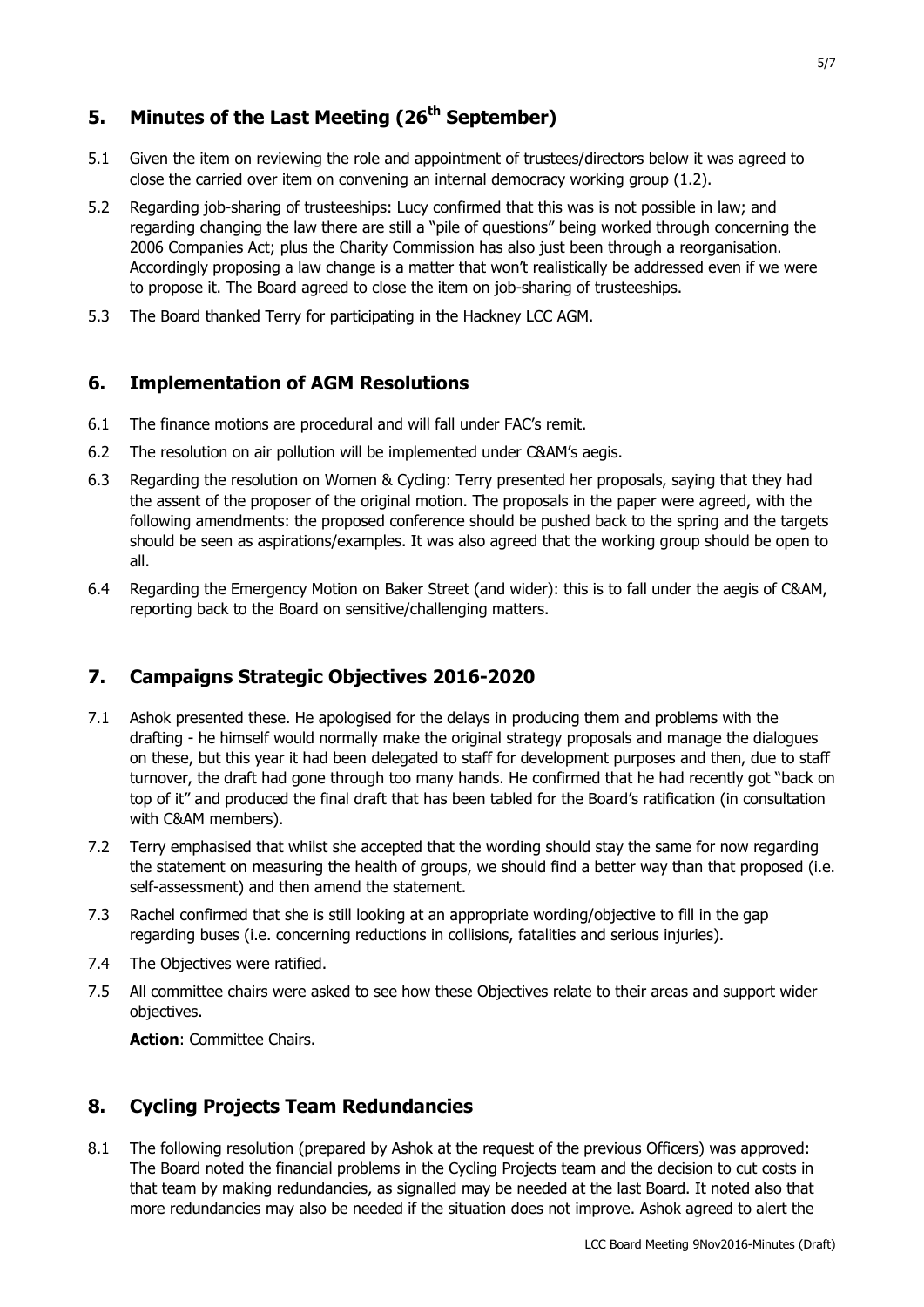## 5. Minutes of the Last Meeting (26th September)

5.1 Given the item on reviewing the role and appointment of trustees/directors below it was agreed to close the carried over item on convening an internal democracy working group (1.2).

5.2 Regarding job-sharing of trusteeships: Lucy confirmed that this was is not possible in law; and regarding changing the law there are still a "pile of questions" being worked through concerning the 2006 Companies Act; plus the Charity Commission has also just been through a reorganisation. Accordingly proposing a law change is a matter that won't realistically be addressed even if we were to propose it. The Board agreed to close the item on job-sharing of trusteeships.

5.3 The Board thanked Terry for participating in the Hackney LCC AGM.

## 6. Implementation of AGM Resolutions

6.1 The finance motions are procedural and will fall under FAC's remit.

6.2 The resolution on air pollution will be implemented under C&AM's aegis.

6.3 Regarding the resolution on Women & Cycling: Terry presented her proposals, saying that they had the assent of the proposer of the original motion. The proposals in the paper were agreed, with the following amendments: the proposed conference should be pushed back to the spring and the targets should be seen as aspirations/examples. It was also agreed that the working group should be open to all.

6.4 Regarding the Emergency Motion on Baker Street (and wider): this is to fall under the aegis of C&AM, reporting back to the Board on sensitive/challenging matters.

## 7. Campaigns Strategic Objectives 2016-2020

7.1 Ashok presented these. He apologised for the delays in producing them and problems with the drafting - he himself would normally make the original strategy proposals and manage the dialogues on these, but this year it had been delegated to staff for development purposes and then, due to staff turnover, the draft had gone through too many hands. He confirmed that he had recently got "back on top of it" and produced the final draft that has been tabled for the Board's ratification (in consultation with C&AM members).

7.2 Terry emphasised that whilst she accepted that the wording should stay the same for now regarding the statement on measuring the health of groups, we should find a better way than that proposed (i.e. self-assessment) and then amend the statement.

7.3 Rachel confirmed that she is still looking at an appropriate wording/objective to fill in the gap regarding buses (i.e. concerning reductions in collisions, fatalities and serious injuries).

7.4 The Objectives were ratified.

7.5 All committee chairs were asked to see how these Objectives relate to their areas and support wider objectives.

**Action**: Committee Chairs.

## 8. Cycling Projects Team Redundancies

8.1 The following resolution (prepared by Ashok at the request of the previous Officers) was approved: The Board noted the financial problems in the Cycling Projects team and the decision to cut costs in that team by making redundancies, as signalled may be needed at the last Board. It noted also that more redundancies may also be needed if the situation does not improve. Ashok agreed to alert the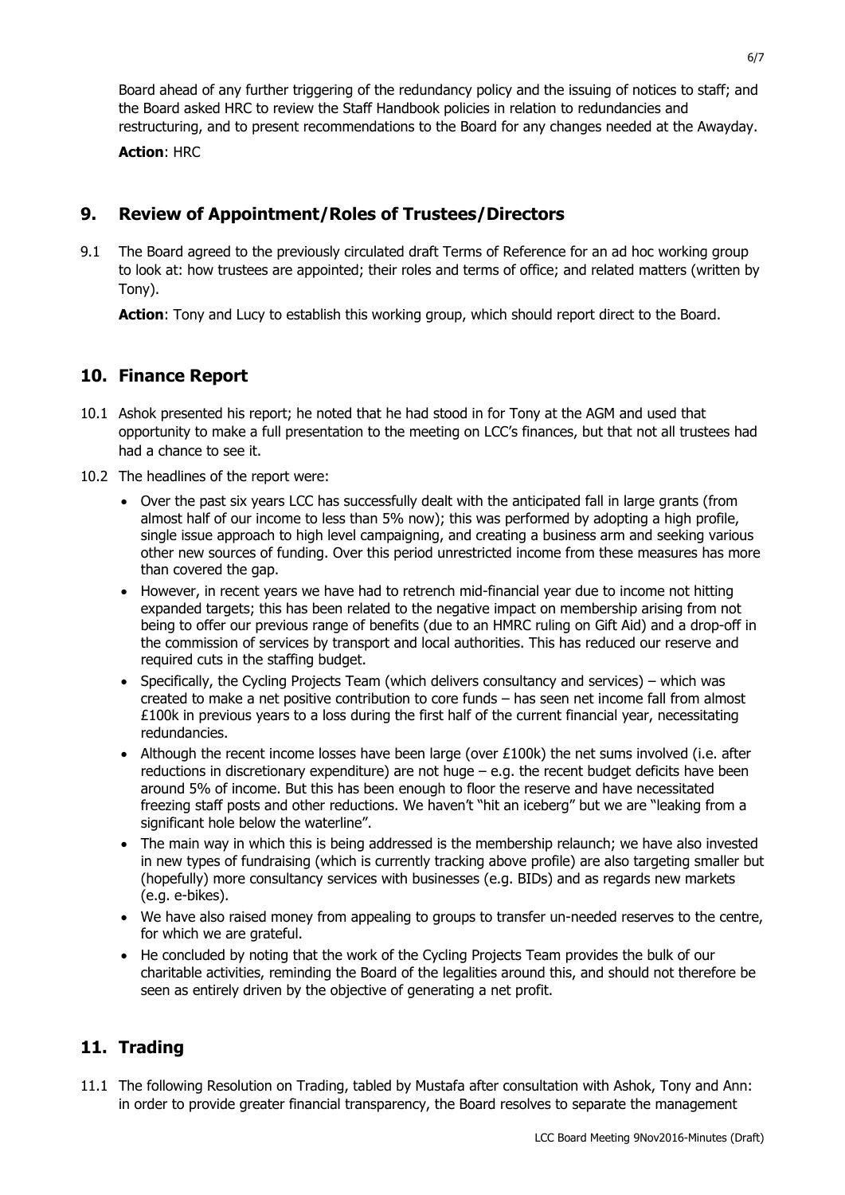Board ahead of any further triggering of the redundancy policy and the issuing of notices to staff; and the Board asked HRC to review the Staff Handbook policies in relation to redundancies and restructuring, and to present recommendations to the Board for any changes needed at the Awayday.

**Action**: HRC

## 9. Review of Appointment/Roles of Trustees/Directors

9.1 The Board agreed to the previously circulated draft Terms of Reference for an ad hoc working group to look at: how trustees are appointed; their roles and terms of office; and related matters (written by Tony).

**Action**: Tony and Lucy to establish this working group, which should report direct to the Board.

## 10. Finance Report

10.1 Ashok presented his report; he noted that he had stood in for Tony at the AGM and used that opportunity to make a full presentation to the meeting on LCC's finances, but that not all trustees had had a chance to see it.

10.2 The headlines of the report were:

- Over the past six years LCC has successfully dealt with the anticipated fall in large grants (from almost half of our income to less than 5% now); this was performed by adopting a high profile, single issue approach to high level campaigning, and creating a business arm and seeking various other new sources of funding. Over this period unrestricted income from these measures has more than covered the gap.
- However, in recent years we have had to retrench mid-financial year due to income not hitting expanded targets; this has been related to the negative impact on membership arising from not being to offer our previous range of benefits (due to an HMRC ruling on Gift Aid) and a drop-off in the commission of services by transport and local authorities. This has reduced our reserve and required cuts in the staffing budget.
- Specifically, the Cycling Projects Team (which delivers consultancy and services) – which was created to make a net positive contribution to core funds – has seen net income fall from almost £100k in previous years to a loss during the first half of the current financial year, necessitating redundancies.
- Although the recent income losses have been large (over £100k) the net sums involved (i.e. after reductions in discretionary expenditure) are not huge – e.g. the recent budget deficits have been around 5% of income. But this has been enough to floor the reserve and have necessitated freezing staff posts and other reductions. We haven't "hit an iceberg" but we are "leaking from a significant hole below the waterline".
- The main way in which this is being addressed is the membership relaunch; we have also invested in new types of fundraising (which is currently tracking above profile) are also targeting smaller but (hopefully) more consultancy services with businesses (e.g. BIDs) and as regards new markets (e.g. e-bikes).
- We have also raised money from appealing to groups to transfer un-needed reserves to the centre, for which we are grateful.
- He concluded by noting that the work of the Cycling Projects Team provides the bulk of our charitable activities, reminding the Board of the legalities around this, and should not therefore be seen as entirely driven by the objective of generating a net profit.

## 11. Trading

11.1 The following Resolution on Trading, tabled by Mustafa after consultation with Ashok, Tony and Ann: in order to provide greater financial transparency, the Board resolves to separate the management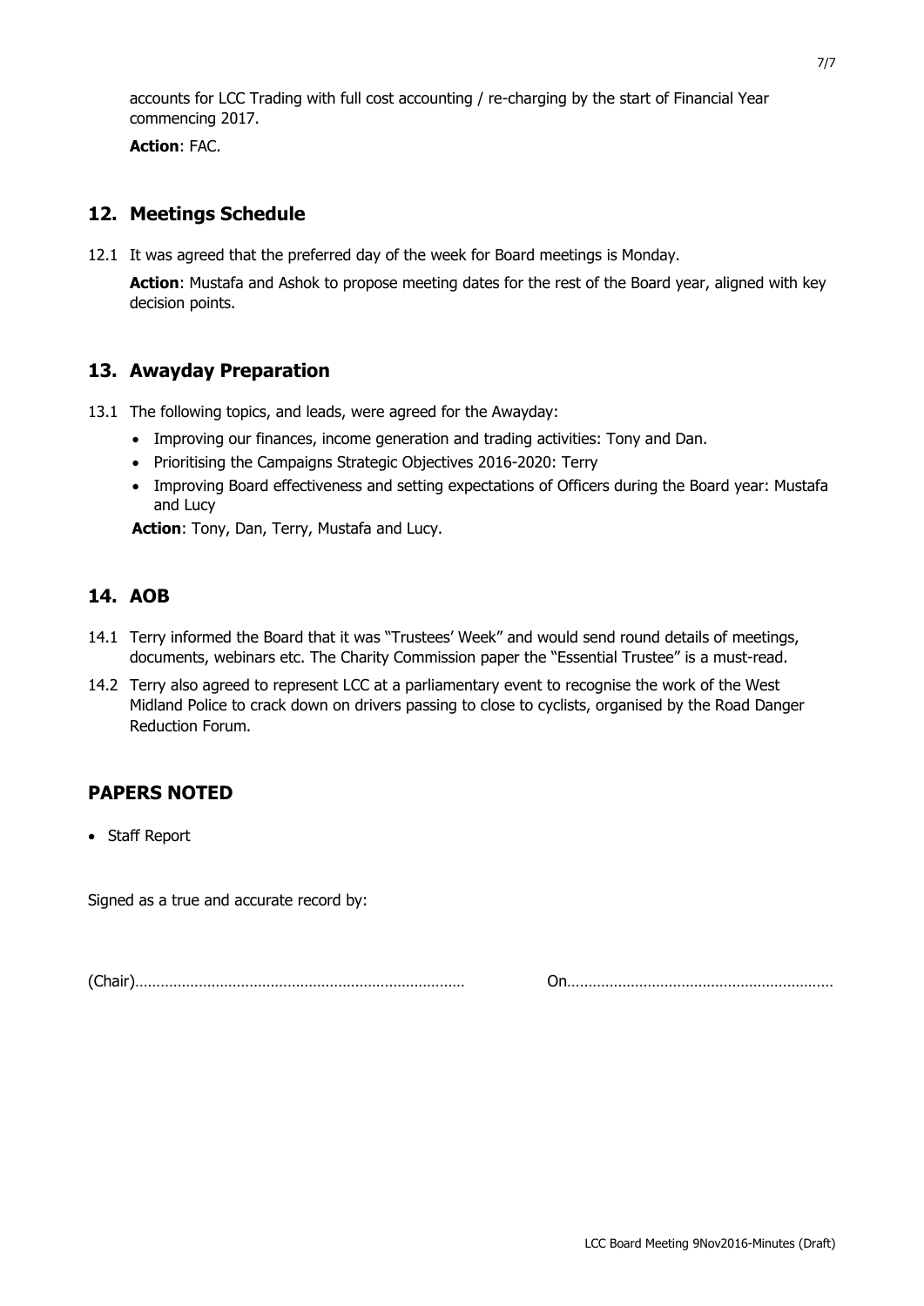accounts for LCC Trading with full cost accounting / re-charging by the start of Financial Year commencing 2017.

**Action**: FAC.

## 12. Meetings Schedule

12.1 It was agreed that the preferred day of the week for Board meetings is Monday.

**Action**: Mustafa and Ashok to propose meeting dates for the rest of the Board year, aligned with key decision points.

## 13. Awayday Preparation

13.1 The following topics, and leads, were agreed for the Awayday:

- Improving our finances, income generation and trading activities: Tony and Dan.
- Prioritising the Campaigns Strategic Objectives 2016-2020: Terry
- Improving Board effectiveness and setting expectations of Officers during the Board year: Mustafa and Lucy

**Action**: Tony, Dan, Terry, Mustafa and Lucy.

## 14. AOB

14.1 Terry informed the Board that it was "Trustees' Week" and would send round details of meetings, documents, webinars etc. The Charity Commission paper the "Essential Trustee" is a must-read.

14.2 Terry also agreed to represent LCC at a parliamentary event to recognise the work of the West Midland Police to crack down on drivers passing to close to cyclists, organised by the Road Danger Reduction Forum.

## PAPERS NOTED

- Staff Report

Signed as a true and accurate record by:

(Chair)…………………………………………………………………… On………………………………………………………